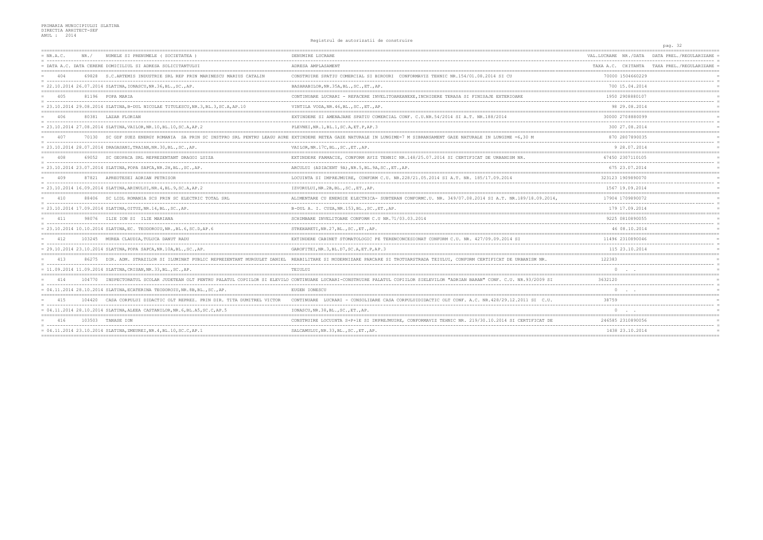PRIMARIA MUNICIPIULUI SLATINA
DIRECTIA ARHITECT-SEF
ANUL : 2014

Registrul de autorizatii de construire

| NR.A.C. / DATA A.C. | NR./ DATA CERERE | NUMELE SI PRENUMELE ( SOCIETATEA ) / DOMICILIUL SI ADRESA SOLICITANTULUI | DENUMIRE LUCRARE / ADRESA AMPLASAMENT | VAL.LUCRARE / TAXA A.C. | NR./DATA CHITANTA | DATA PREL./REGULARIZARE / TAXA PREL./REGULARIZARE |
|---|---|---|---|---|---|---|
| 404 | 69828 | S.C.ARTEMIS INDUSTRIE SRL REP PRIN MARINESCU MARIUS CATALIN | CONSTRUIRE SPATIU COMERCIAL SI BIROURI CONFORMAVIZ TEHNIC NR.154/01.08.2014 SI CU | 70000 | 1504660229 | |
| 22.10.2014 | 26.07.2014 | SLATINA, IONASCU, NR.36, BL., SC., AP. | BASARABILOR, NR.35A, BL., SC., ET., AP. | 700 | 15.04.2014 | |
| 405 | 81196 | POPA MARIA | CONTINUARE LUCRARI - REFACERE INVELITOAREANEXE, INCHIDERE TERASA SI FINISAJE EXTERIOARE | 1950 | 2908880107 | |
| 23.10.2014 | 29.08.2014 | SLATINA, B-DUL NICOLAE TITULESCU, NR.3, BL.3, SC.A, AP.10 | VINTILA VODA, NR.46, BL., SC., ET., AP. | 98 | 29.08.2014 | |
| 406 | 80381 | LAZAR FLORIAN | EXTINDERE SI AMENAJARE SPATIU COMERCIAL CONF. C.U.NR.54/2014 SI A.T. NR.188/2014 | 30000 | 2708880099 | |
| 23.10.2014 | 27.08.2014 | SLATINA, VAILOR, NR.10, BL.10, SC.A, AP.2 | PLEVNEI, NR.1, BL.1, SC.A, ET.P, AP.3 | 300 | 27.08.2014 | |
| 407 | 70130 | SC GDF SUEZ ENERGY ROMANIA SA PRIN SC INSTPRO SRL PENTRU LEAGU AURE | EXTINDERE RETEA GAZE NATURALE IN LUNGIME=7 M SIBRANSAMENT GAZE NATURALE IN LUNGIME =6,30 M | 870 | 2807890035 | |
| 23.10.2014 | 28.07.2014 | DRAGASANI, TRAIAN, NR.30, BL., SC., AP. | VAILOR, NR.17C, BL., SC., ET., AP. | 9 | 28.07.2014 | |
| 408 | 69052 | SC GEOPACA SRL REPREZENTANT DRAGOI LUIZA | EXTINDERE FARMACIE, CONFORM AVIZ TEHNIC NR.148/25.07.2014 SI CERTIFICAT DE URBANISM NR. | 67450 | 2307110105 | |
| 23.10.2014 | 23.07.2014 | SLATINA, POPA SAPCA, NR.2H, BL., SC., AP. | ARCULUI (ADIACENT 9A), NR.5, BL.9A, SC., ET., AP. | 675 | 23.07.2014 | |
| 409 | 87821 | APREOTESEI ADRIAN PETRISOR | LOCUINTA SI IMPREJMUIRE, CONFORM C.U. NR.228/21.05.2014 SI A.T. NR. 185/17.09.2014 | 323123 | 1909890070 | |
| 23.10.2014 | 16.09.2014 | SLATINA, ARINULUI, NR.4, BL.9, SC.A, AP.2 | IZVORULUI, NR.2B, BL., SC., ET., AP. | 1567 | 19.09.2014 | |
| 410 | 88406 | SC LIDL ROMANIA SCS PRIN SC ELECTRIC TOTAL SRL | ALIMENTARE CU ENERGIE ELECTRICA- SUBTERAN CONFORMC.U. NR. 349/07.08.2014 SI A.T. NR.189/18.09.2014, | 17904 | 1709890072 | |
| 23.10.2014 | 17.09.2014 | SLATINA, OITUZ, NR.14, BL., SC., AP. | B-DUL A. I. CUZA, NR.153, BL., SC., ET., AP. | 179 | 17.09.2014 | |
| 411 | 98076 | ILIE ION SI ILIE MARIANA | SCHIMBARE INVELITOARE CONFORM C.U NR.71/03.03.2014 | 9225 | 0810890055 | |
| 23.10.2014 | 10.10.2014 | SLATINA, EC. TEODOROIU, NR., BL.6, SC.D, AP.6 | STREHARETI, NR.27, BL., SC., ET., AP. | 46 | 08.10.2014 | |
| 412 | 103245 | MUREA CLAUDIA, TULUCA DANUT RADU | EXTINDERE CABINET STOMATOLOGIC PE TERENCONCESIONAT CONFORM C.U. NR. 427/09.09.2014 SI | 11496 | 2310890046 | |
| 29.10.2014 | 23.10.2014 | SLATINA, POPA SAPCA, NR.10A, BL., SC., AP. | GAROFITEI, NR.3, BL.D7, SC.A, ET.P, AP.3 | 115 | 23.10.2014 | |
| 413 | 86275 | DIR. ADM. STRAZILOR SI ILUMINAT PUBLIC REPREZENTANT MURGULET DANIEL | REABILITARE SI MODERNIZARE PARCARE SI TROTUARSTRADA TEIULUI, CONFORM CERTIFICAT DE URBANISM NR. | 122383 | | |
| 11.09.2014 | 11.09.2014 | SLATINA, CRISAN, NR.33, BL., SC., AP. | TEIULUI | 0 | . . | |
| 414 | 104770 | INSPECTORATUL SCOLAR JUDETEAN OLT PENTRU PALATUL COPIILOR SI ELEVILO | CONTINUARE LUCRARI-CONSTRUIRE PALATUL COPIILOR SIELEVILOR "ADRIAN BARAN" CONF. C.U. NR.93/2009 SI | 3632120 | | |
| 04.11.2014 | 28.10.2014 | SLATINA, ECATERINA TEODOROIU, NR.8B, BL., SC., AP. | EUGEN IONESCU | 0 | . . | |
| 415 | 104420 | CASA CORPULUI DIDACTIC OLT REPREZ. PRIN DIR. TITA DUMITREL VICTOR | CONTINUARE LUCRARI - CONSOLIDARE CASA CORPULUIDIDACTIC OLT CONF. A.C. NR.428/29.12.2011 SI C.U. | 38759 | | |
| 04.11.2014 | 28.10.2014 | SLATINA, ALEEA CASTANILOR, NR.6, BL.A5, SC.C, AP.5 | IONASCU, NR.38, BL., SC., ET., AP. | 0 | . . | |
| 416 | 103503 | TANASE ION | CONSTRUIRE LOCUINTA S+P+1E SI IMPREJMUIRE, CONFORMAVIZ TEHNIC NR. 219/30.10.2014 SI CERTIFICAT DE | 246585 | 2310890056 | |
| 04.11.2014 | 23.10.2014 | SLATINA, ZMEUREI, NR.4, BL.10, SC.C, AP.1 | SALCAMULUI, NR.33, BL., SC., ET., AP. | 1438 | 23.10.2014 | |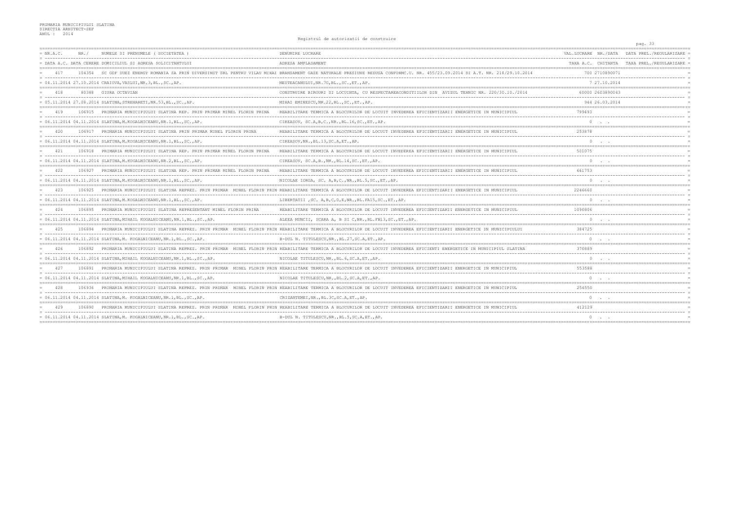PRIMARIA MUNICIPIULUI SLATINA
DIRECTIA ARHITECT-SEF
ANUL : 2014

Registrul de autorizatii de construire

| NR.A.C. | NR./ | NUMELE SI PRENUMELE ( SOCIETATEA ) | DENUMIRE LUCRARE | VAL.LUCRARE | NR./DATA | DATA PREL./REGULARIZARE |
|---|---|---|---|---|---|---|
| DATA A.C. | DATA CERERE | DOMICILIUL SI ADRESA SOLICITANTULUI | ADRESA AMPLASAMENT | TAXA A.C. | CHITANTA | TAXA PREL./REGULARIZARE |
| 417 | 104354 | SC GDF SUEZ ENERGY ROMANIA SA PRIN DIVERSINST SRL PENTRU VILAU MIHAI | BRANSAMENT GAZE NATURALE PRESIUNE REDUSA CONFORMC.U. NR. 455/23.09.2014 SI A.T. NR. 218/29.10.2014 | 700 | 2710890071 | |
| 04.11.2014 | 27.10.2014 | CRAIOVA,VASLUI,NR.3,BL.,SC.,AP. | MESTEACANULUI,NR.7G,BL.,SC.,ET.,AP. | 7 | 27.10.2014 | |
| 418 | 80388 | GIURA OCTAVIAN | CONSTRUIRE BIROURI SI LOCUINTA, CU RESPECTAREACONDITIILOR DIN AVIZUL TEHNIC NR. 220/30.10./2014 | 60000 | 2603890043 | |
| 05.11.2014 | 27.08.2014 | SLATINA,STREHARETI,NR.53,BL.,SC.,AP. | MIHAI EMINESCU,NR.22,BL.,SC.,ET.,AP. | 944 | 26.03.2014 | |
| 419 | 106915 | PRIMARIA MUNICIPIULUI SLATINA REP. PRIN PRIMAR MINEL FLORIN PRINA | REABILITARE TERMICA A BLOCURILOR DE LOCUIT INVEDEREA EFICIENTIZARII ENERGETICE IN MUNICIPIUL | 799493 | | |
| 06.11.2014 | 04.11.2014 | SLATINA,M.KOGALNICEANU,NR.1,BL.,SC.,AP. | CIREASOV, SC.A,B,C.,NR.,BL.16,SC.,ET.,AP. | 0 | . . | |
| 420 | 106917 | PRIMARIA MUNICIPIULUI SLATINA PRIN PRIMAR MINEL FLORIN PRINA | REABILITARE TERMICA A BLOCURILOR DE LOCUIT INVEDEREA EFICIENTIZARII ENERGETICE IN MUNICIPIUL | 253878 | | |
| 06.11.2014 | 04.11.2014 | SLATINA,M.KOGALNICEANU,NR.1,BL.,SC.,AP. | CIREASOV,NR.,BL.13,SC.A,ET.,AP. | 0 | . . | |
| 421 | 106918 | PRIMARIA MUNICIPIULUI SLATINA REP. PRIN PRIMAR MINEL FLORIN PRINA | REABILITARE TERMICA A BLOCURILOR DE LOCUIT INVEDEREA EFICIENTIZARII ENERGETICE IN MUNICIPIUL | 501075 | | |
| 06.11.2014 | 04.11.2014 | SLATINA,M.KOGALNICEANU,NR.2,BL.,SC.,AP. | CIREASOV, SC.A,B.,NR.,BL.14,SC.,ET.,AP. | 0 | . . | |
| 422 | 106927 | PRIMARIA MUNICIPIULUI SLATINA REP. PRIN PRIMAR MINEL FLORIN PRINA | REABILITARE TERMICA A BLOCURILOR DE LOCUIT INVEDEREA EFICIENTIZARII ENERGETICE IN MUNICIPIUL | 661753 | | |
| 06.11.2014 | 04.11.2014 | SLATINA,M.KOGALNICEANU,NR.1,BL.,SC.,AP. | NICOLAE IORGA, SC. A,B,C.,NR.,BL.5,SC.,ET.,AP. | 0 | . . | |
| 423 | 106925 | PRIMARIA MUNICIPIULUI SLATINA REPREZ. PRIN PRIMAR MINEL FLORIN PRIN | REABILITARE TERMICA A BLOCURILOR DE LOCUIT INVEDEREA EFICIENTIZARII ENERGETICE IN MUNICIPIUL | 2246660 | | |
| 06.11.2014 | 04.11.2014 | SLATINA,M.KOGALNICEANU,NR.1,BL.,SC.,AP. | LIBERTATII ,SC. A,B,C,D,E,NR.,BL.FA15,SC.,ET.,AP. | 0 | . . | |
| 424 | 106895 | PRIMARIA MUNICIPIULUI SLATINA REPREZENTANT MINEL FLORIN PRINA | REABILITARE TERMICA A BLOCURILOR DE LOCUIT INVEDEREA EFICIENTIZARII ENERGETICE IN MUNICIPIUL | 1090806 | | |
| 06.11.2014 | 04.11.2014 | SLATINA,MIHAIL KOGALNICEANU,NR.1,BL.,SC.,AP. | ALEEA MUNCII, SCARA A, B SI C,NR.,BL.FB13,SC.,ET.,AP. | 0 | . . | |
| 425 | 106894 | PRIMARIA MUNICIPIULUI SLATINA REPREZ. PRIN PRIMAR MINEL FLORIN PRIN | REABILITARE TERMICA A BLOCURILOR DE LOCUIT INVEDEREA EFICIENTIZARII ENERGETICE IN MUNICIPIULUI | 384725 | | |
| 06.11.2014 | 04.11.2014 | SLATINA,M. KOGALNICEANU,NR.1,BL.,SC.,AP. | B-DUL N. TITULESCU,NR.,BL.27,SC.A,ET.,AP. | 0 | . . | |
| 426 | 106892 | PRIMARIA MUNICIPIULUI SLATINA REPREZ. PRIN PRIMAR MINEL FLORIN PRIN | REABILITARE TERMICA A BLOCURILOR DE LOCUIT INVEDEREA EFICIENTI ENERGETICE IN MUNICIPIUL SLATINA | 370889 | | |
| 06.11.2014 | 04.11.2014 | SLATINA,MIHAIL KOGALNICEANU,NR.1,BL.,SC.,AP. | NICOLAE TITULESCU,NR.,BL.6,SC.A,ET.,AP. | 0 | . . | |
| 427 | 106891 | PRIMARIA MUNICIPIULUI SLATINA REPREZ. PRIN PRIMAR MINEL FLORIN PRIN | REABILITARE TERMICA A BLOCURILOR DE LOCUIT INVEDEREA EFICIENTIZARII ENERGETICE IN MUNICIPIUL | 553588 | | |
| 06.11.2014 | 04.11.2014 | SLATINA,MIHAIL KOGALNICEANU,NR.1,BL.,SC.,AP. | NICOLAE TITULESCU,NR.,BL.2,SC.A,ET.,AP. | 0 | . . | |
| 428 | 106936 | PRIMARIA MUNICIPIULUI SLATINA REPREZ. PRIN PRIMAR MINEL FLORIN PRIN | REABILITARE TERMICA A BLOCURILOR DE LOCUIT INVEDEREA EFICIENTIZARII ENERGETICE IN MUNICIPIUL | 256550 | | |
| 06.11.2014 | 04.11.2014 | SLATINA,M. KOGALNICEANU,NR.1,BL.,SC.,AP. | CRIZANTEMEI,NR.,BL.3C,SC.A,ET.,AP. | 0 | . . | |
| 429 | 106890 | PRIMARIA MUNICIPIULUI SLATINA REPREZ. PRIN PRIMAR MINEL FLORIN PRIN | REABILITARE TERMICA A BLOCURILOR DE LOCUIT INVEDEREA EFICIENTIZARII ENERGETICE IN MUNICIPIUL | 412129 | | |
| 06.11.2014 | 04.11.2014 | SLATINA,M. KOGALNICEANU,NR.1,BL.,SC.,AP. | B-DUL N. TITULESCU,NR.,BL.5,SC.A,ET.,AP. | 0 | . . | |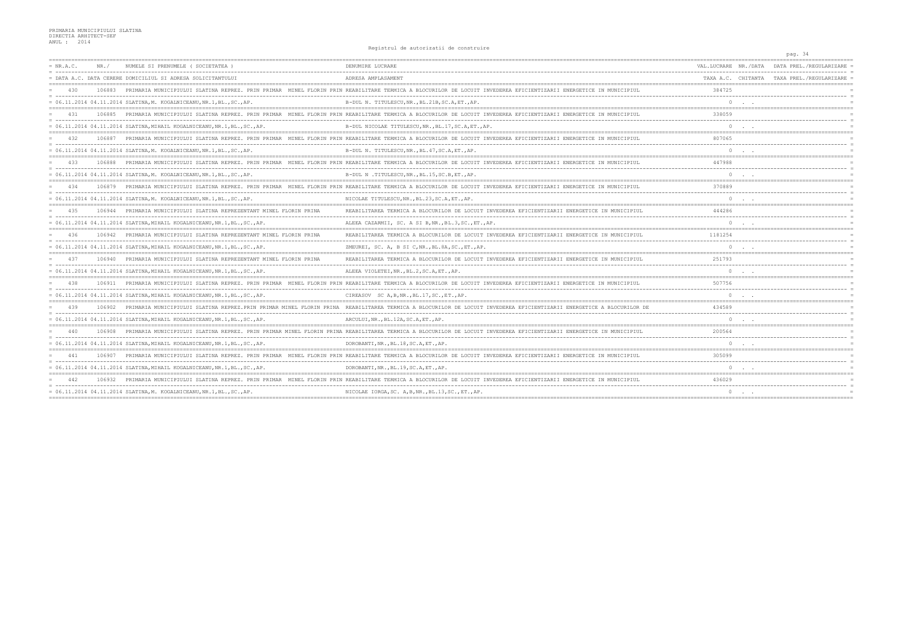PRIMARIA MUNICIPIULUI SLATINA
DIRECTIA ARHITECT-SEF
ANUL : 2014

Registrul de autorizatii de construire

| NR.A.C. | NR./ | NUMELE SI PRENUMELE ( SOCIETATEA ) | DENUMIRE LUCRARE | VAL.LUCRARE | NR./DATA | DATA PREL./REGULARIZARE |
|---|---|---|---|---|---|---|
| DATA A.C. | DATA CERERE | DOMICILIUL SI ADRESA SOLICITANTULUI | ADRESA AMPLASAMENT | TAXA A.C. | CHITANTA | TAXA PREL./REGULARIZARE |
| 430 | 106883 | PRIMARIA MUNICIPIULUI SLATINA REPREZ. PRIN PRIMAR MINEL FLORIN PRIN | REABILITARE TERMICA A BLOCURILOR DE LOCUIT INVEDEREA EFICIENTIZARII ENERGETICE IN MUNICIPIUL | 384725 | | |
| 06.11.2014 | 04.11.2014 | SLATINA,M. KOGALNICEANU,NR.1,BL.,SC.,AP. | B-DUL N. TITULESCU,NR.,BL.21B,SC.A,ET.,AP. | 0 | . . | |
| 431 | 106885 | PRIMARIA MUNICIPIULUI SLATINA REPREZ. PRIN PRIMAR MINEL FLORIN PRIN | REABILITARE TERMICA A BLOCURILOR DE LOCUIT INVEDEREA EFICIENTIZARII ENERGETICE IN MUNICIPIUL | 338059 | | |
| 06.11.2014 | 04.11.2014 | SLATINA,MIHAIL KOGALNICEANU,NR.1,BL.,SC.,AP. | B-DUL NICOLAE TITULESCU,NR.,BL.17,SC.A,ET.,AP. | 0 | . . | |
| 432 | 106887 | PRIMARIA MUNICIPIULUI SLATINA REPREZ. PRIN PRIMAR MINEL FLORIN PRIN | REABILITARE TERMICA A BLOCURILOR DE LOCUIT INVEDEREA EFICIENTIZARII ENERGETICE IN MUNICIPIUL | 807065 | | |
| 06.11.2014 | 04.11.2014 | SLATINA,M. KOGALNICEANU,NR.1,BL.,SC.,AP. | B-DUL N. TITULESCU,NR.,BL.47,SC.A,ET.,AP. | 0 | . . | |
| 433 | 106888 | PRIMARIA MUNICIPIULUI SLATINA REPREZ. PRIN PRIMAR MINEL FLORIN PRIN | REABILITARE TERMICA A BLOCURILOR DE LOCUIT INVEDEREA EFICIENTIZARII ENERGETICE IN MUNICIPIUL | 447988 | | |
| 06.11.2014 | 04.11.2014 | SLATINA,M. KOGALNICEANU,NR.1,BL.,SC.,AP. | B-DUL N .TITULESCU,NR.,BL.15,SC.B,ET.,AP. | 0 | . . | |
| 434 | 106879 | PRIMARIA MUNICIPIULUI SLATINA REPREZ. PRIN PRIMAR MINEL FLORIN PRIN | REABILITARE TERMICA A BLOCURILOR DE LOCUIT INVEDEREA EFICIENTIZARII ENERGETICE IN MUNICIPIUL | 370889 | | |
| 06.11.2014 | 04.11.2014 | SLATINA,M. KOGALNICEANU,NR.1,BL.,SC.,AP. | NICOLAE TITULESCU,NR.,BL.23,SC.A,ET.,AP. | 0 | . . | |
| 435 | 106944 | PRIMARIA MUNICIPIULUI SLATINA REPREZENTANT MINEL FLORIN PRINA | REABILITAREA TERMICA A BLOCURILOR DE LOCUIT INVEDEREA EFICIENTIZARII ENERGETICE IN MUNICIPIUL | 444286 | | |
| 06.11.2014 | 04.11.2014 | SLATINA,MIHAIL KOGALNICEANU,NR.1,BL.,SC.,AP. | ALEEA CAZARMII, SC. A SI B,NR.,BL.3,SC.,ET.,AP. | 0 | . . | |
| 436 | 106942 | PRIMARIA MUNICIPIULUI SLATINA REPREZENTANT MINEL FLORIN PRINA | REABILITAREA TERMICA A BLOCURILOR DE LOCUIT INVEDEREA EFICIENTIZARII ENERGETICE IN MUNICIPIUL | 1181254 | | |
| 06.11.2014 | 04.11.2014 | SLATINA,MIHAIL KOGALNICEANU,NR.1,BL.,SC.,AP. | ZMEUREI, SC. A, B SI C,NR.,BL.8A,SC.,ET.,AP. | 0 | . . | |
| 437 | 106940 | PRIMARIA MUNICIPIULUI SLATINA REPREZENTANT MINEL FLORIN PRINA | REABILITAREA TERMICA A BLOCURILOR DE LOCUIT INVEDEREA EFICIENTIZARII ENERGETICE IN MUNICIPIUL | 251793 | | |
| 06.11.2014 | 04.11.2014 | SLATINA,MIHAIL KOGALNICEANU,NR.1,BL.,SC.,AP. | ALEEA VIOLETEI,NR.,BL.2,SC.A,ET.,AP. | 0 | . . | |
| 438 | 106911 | PRIMARIA MUNICIPIULUI SLATINA REPREZ. PRIN PRIMAR MINEL FLORIN PRIN | REABILITARE TERMICA A BLOCURILOR DE LOCUIT INVEDEREA EFICIENTIZARII ENERGETICE IN MUNICIPIUL | 507756 | | |
| 06.11.2014 | 04.11.2014 | SLATINA,MIHAIL KOGALNICEANU,NR.1,BL.,SC.,AP. | CIREASOV SC A,B,NR.,BL.17,SC.,ET.,AP. | 0 | . . | |
| 439 | 106902 | PRIMARIA MUNICIPIULUI SLATINA REPREZ.PRIN PRIMAR MINEL FLORIN PRINA | REABILITAREA TERMICA A BLOCURILOR DE LOCUIT INVEDEREA EFICIENTIZARII ENERGETICE A BLOCURILOR DE | 434589 | | |
| 06.11.2014 | 04.11.2014 | SLATINA,MIHAIL KOGALNICEANU,NR.1,BL.,SC.,AP. | ARCULUI,NR.,BL.12A,SC.A,ET.,AP. | 0 | . . | |
| 440 | 106908 | PRIMARIA MUNICIPIULUI SLATINA REPREZ. PRIN PRIMAR MINEL FLORIN PRINA | REABILITAREA TERMICA A BLOCURILOR DE LOCUIT INVEDEREA EFICIENTIZARII ENERGETICE IN MUNICIPIUL | 200564 | | |
| 06.11.2014 | 04.11.2014 | SLATINA,MIHAIL KOGALNICEANU,NR.1,BL.,SC.,AP. | DOROBANTI,NR.,BL.18,SC.A,ET.,AP. | 0 | . . | |
| 441 | 106907 | PRIMARIA MUNICIPIULUI SLATINA REPREZ. PRIN PRIMAR MINEL FLORIN PRIN | REABILITARE TERMICA A BLOCURILOR DE LOCUIT INVEDEREA EFICIENTIZARII ENERGETICE IN MUNICIPIUL | 305099 | | |
| 06.11.2014 | 04.11.2014 | SLATINA,MIHAIL KOGALNICEANU,NR.1,BL.,SC.,AP. | DOROBANTI,NR.,BL.19,SC.A,ET.,AP. | 0 | . . | |
| 442 | 106932 | PRIMARIA MUNICIPIULUI SLATINA REPREZ. PRIN PRIMAR MINEL FLORIN PRIN | REABILITARE TERMICA A BLOCURILOR DE LOCUIT INVEDEREA EFICIENTIZARII ENERGETICE IN MUNICIPIUL | 436029 | | |
| 06.11.2014 | 04.11.2014 | SLATINA,M. KOGALNICEANU,NR.1,BL.,SC.,AP. | NICOLAE IORGA,SC. A,B,NR.,BL.13,SC.,ET.,AP. | 0 | . . | |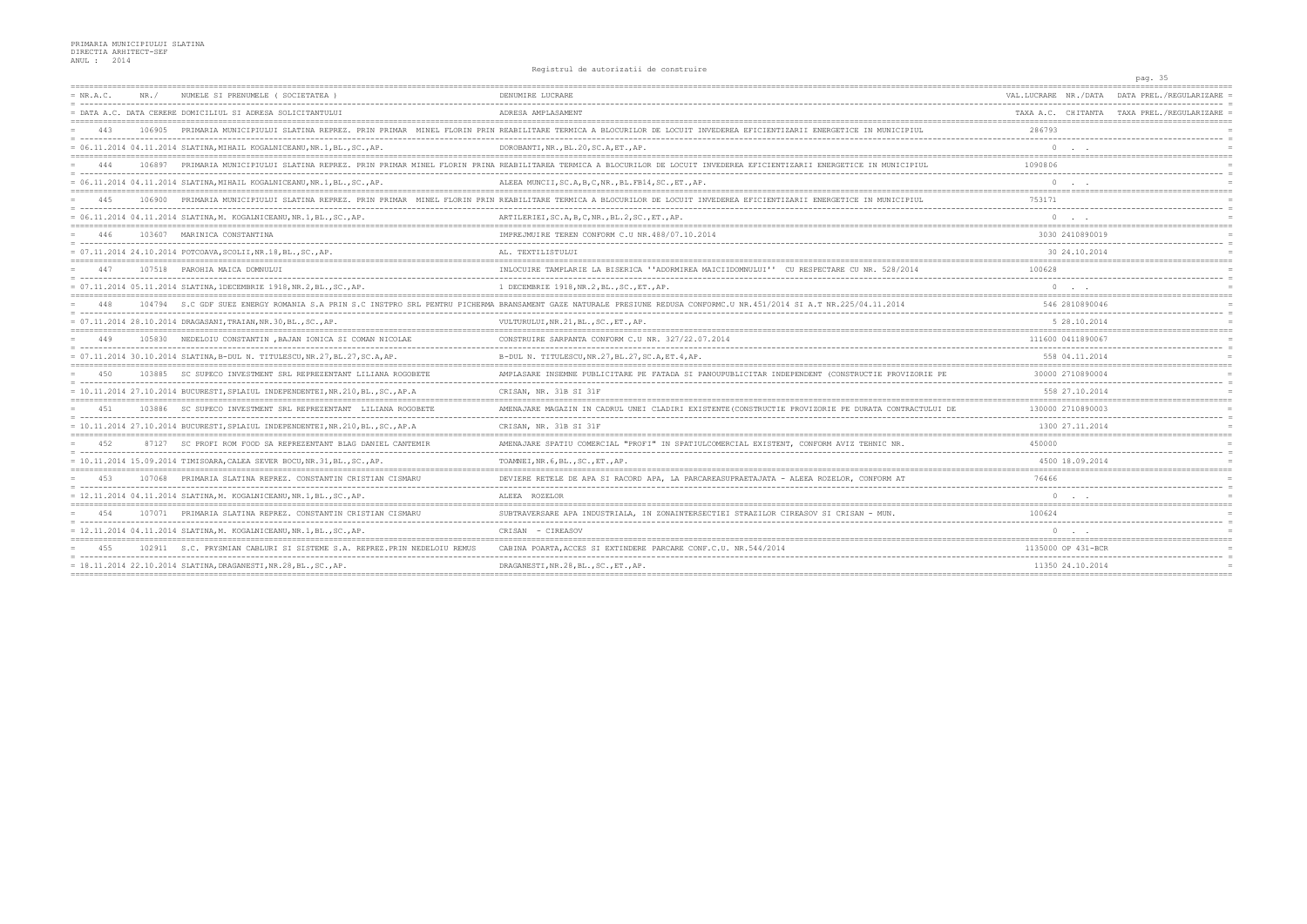PRIMARIA MUNICIPIULUI SLATINA
DIRECTIA ARHITECT-SEF
ANUL : 2014

Registrul de autorizatii de construire

| NR.A.C. | NR./ | NUMELE SI PRENUMELE ( SOCIETATEA ) | DENUMIRE LUCRARE | VAL.LUCRARE | NR./DATA | DATA PREL./REGULARIZARE |
|---|---|---|---|---|---|---|
| DATA A.C. | DATA CERERE | DOMICILIUL SI ADRESA SOLICITANTULUI | ADRESA AMPLASAMENT | TAXA A.C. | CHITANTA | TAXA PREL./REGULARIZARE |
| 443 | 106905 | PRIMARIA MUNICIPIULUI SLATINA REPREZ. PRIN PRIMAR MINEL FLORIN PRIN | REABILITARE TERMICA A BLOCURILOR DE LOCUIT INVEDEREA EFICIENTIZARII ENERGETICE IN MUNICIPIUL | 286793 | | |
| 06.11.2014 | 04.11.2014 | SLATINA,MIHAIL KOGALNICEANU,NR.1,BL.,SC.,AP. | DOROBANTI,NR.,BL.20,SC.A,ET.,AP. | 0 | . . | |
| 444 | 106897 | PRIMARIA MUNICIPIULUI SLATINA REPREZ. PRIN PRIMAR MINEL FLORIN PRINA | REABILITAREA TERMICA A BLOCURILOR DE LOCUIT INVEDEREA EFICIENTIZARII ENERGETICE IN MUNICIPIUL | 1090806 | | |
| 06.11.2014 | 04.11.2014 | SLATINA,MIHAIL KOGALNICEANU,NR.1,BL.,SC.,AP. | ALEEA MUNCII,SC.A,B,C,NR.,BL.FB14,SC.,ET.,AP. | 0 | . . | |
| 445 | 106900 | PRIMARIA MUNICIPIULUI SLATINA REPREZ. PRIN PRIMAR MINEL FLORIN PRIN | REABILITARE TERMICA A BLOCURILOR DE LOCUIT INVEDEREA EFICIENTIZARII ENERGETICE IN MUNICIPIUL | 753171 | | |
| 06.11.2014 | 04.11.2014 | SLATINA,M. KOGALNICEANU,NR.1,BL.,SC.,AP. | ARTILERIEI,SC.A,B,C,NR.,BL.2,SC.,ET.,AP. | 0 | . . | |
| 446 | 103607 | MARINICA CONSTANTINA | IMPREJMUIRE TEREN CONFORM C.U NR.488/07.10.2014 | 3030 | 2410890019 | |
| 07.11.2014 | 24.10.2014 | POTCOAVA,SCOLII,NR.18,BL.,SC.,AP. | AL. TEXTILISTULUI | 30 | 24.10.2014 | |
| 447 | 107518 | PAROHIA MAICA DOMNULUI | INLOCUIRE TAMPLARIE LA BISERICA ''ADORMIREA MAICIIDOMNULUI'' CU RESPECTARE CU NR. 528/2014 | 100628 | | |
| 07.11.2014 | 05.11.2014 | SLATINA,1DECEMBRIE 1918,NR.2,BL.,SC.,AP. | 1 DECEMBRIE 1918,NR.2,BL.,SC.,ET.,AP. | 0 | . . | |
| 448 | 104794 | S.C GDF SUEZ ENERGY ROMANIA S.A PRIN S.C INSTPRO SRL PENTRU PICHERMA | BRANSAMENT GAZE NATURALE PRESIUNE REDUSA CONFORMC.U NR.451/2014 SI A.T NR.225/04.11.2014 | 546 | 2810890046 | |
| 07.11.2014 | 28.10.2014 | DRAGASANI,TRAIAN,NR.30,BL.,SC.,AP. | VULTURULUI,NR.21,BL.,SC.,ET.,AP. | 5 | 28.10.2014 | |
| 449 | 105830 | NEDELOIU CONSTANTIN ,BAJAN IONICA SI COMAN NICOLAE | CONSTRUIRE SARPANTA CONFORM C.U NR. 327/22.07.2014 | 111600 | 0411890067 | |
| 07.11.2014 | 30.10.2014 | SLATINA,B-DUL N. TITULESCU,NR.27,BL.27,SC.A,AP. | B-DUL N. TITULESCU,NR.27,BL.27,SC.A,ET.4,AP. | 558 | 04.11.2014 | |
| 450 | 103885 | SC SUPECO INVESTMENT SRL REPREZENTANT LILIANA ROGOBETE | AMPLASARE INSEMNE PUBLICITARE PE FATADA SI PANOUPUBLICITAR INDEPENDENT (CONSTRUCTIE PROVIZORIE PE | 30000 | 2710890004 | |
| 10.11.2014 | 27.10.2014 | BUCURESTI,SPLAIUL INDEPENDENTEI,NR.210,BL.,SC.,AP.A | CRISAN, NR. 31B SI 31F | 558 | 27.10.2014 | |
| 451 | 103886 | SC SUPECO INVESTMENT SRL REPREZENTANT LILIANA ROGOBETE | AMENAJARE MAGAZIN IN CADRUL UNEI CLADIRI EXISTENTE(CONSTRUCTIE PROVIZORIE PE DURATA CONTRACTULUI DE | 130000 | 2710890003 | |
| 10.11.2014 | 27.10.2014 | BUCURESTI,SPLAIUL INDEPENDENTEI,NR.210,BL.,SC.,AP.A | CRISAN, NR. 31B SI 31F | 1300 | 27.11.2014 | |
| 452 | 87127 | SC PROFI ROM FOOD SA REPREZENTANT BLAG DANIEL CANTEMIR | AMENAJARE SPATIU COMERCIAL "PROFI" IN SPATIULCOMERCIAL EXISTENT, CONFORM AVIZ TEHNIC NR. | 450000 | | |
| 10.11.2014 | 15.09.2014 | TIMISOARA,CALEA SEVER BOCU,NR.31,BL.,SC.,AP. | TOAMNEI,NR.6,BL.,SC.,ET.,AP. | 4500 | 18.09.2014 | |
| 453 | 107068 | PRIMARIA SLATINA REPREZ. CONSTANTIN CRISTIAN CISMARU | DEVIERE RETELE DE APA SI RACORD APA, LA PARCAREASUPRAETAJATA - ALEEA ROZELOR, CONFORM AT | 76466 | | |
| 12.11.2014 | 04.11.2014 | SLATINA,M. KOGALNICEANU,NR.1,BL.,SC.,AP. | ALEEA ROZELOR | 0 | . . | |
| 454 | 107071 | PRIMARIA SLATINA REPREZ. CONSTANTIN CRISTIAN CISMARU | SUBTRAVERSARE APA INDUSTRIALA, IN ZONAINTERSECTIEI STRAZILOR CIREASOV SI CRISAN - MUN. | 100624 | | |
| 12.11.2014 | 04.11.2014 | SLATINA,M. KOGALNICEANU,NR.1,BL.,SC.,AP. | CRISAN - CIREASOV | 0 | . . | |
| 455 | 102911 | S.C. PRYSMIAN CABLURI SI SISTEME S.A. REPREZ.PRIN NEDELOIU REMUS | CABINA POARTA,ACCES SI EXTINDERE PARCARE CONF.C.U. NR.544/2014 | 1135000 | OP 431-BCR | |
| 18.11.2014 | 22.10.2014 | SLATINA,DRAGANESTI,NR.28,BL.,SC.,AP. | DRAGANESTI,NR.28,BL.,SC.,ET.,AP. | 11350 | 24.10.2014 | |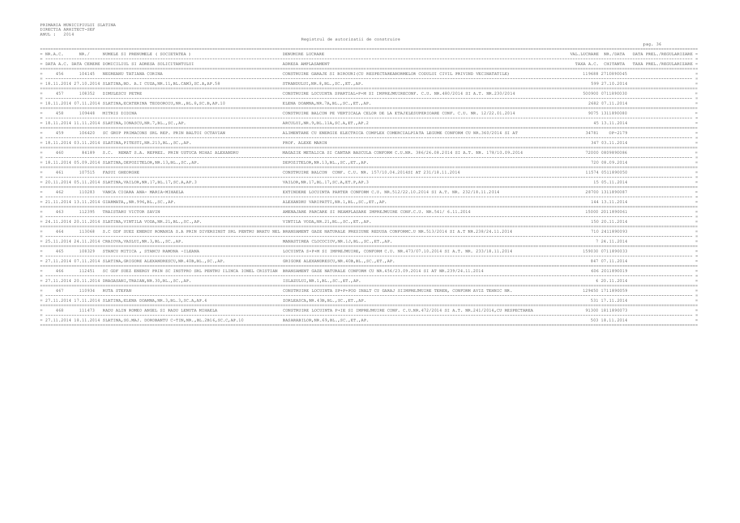PRIMARIA MUNICIPIULUI SLATINA
DIRECTIA ARHITECT-SEF
ANUL : 2014

Registrul de autorizatii de construire

| NR.A.C. / DATA A.C. | NR./ DATA CERERE | NUMELE SI PRENUMELE ( SOCIETATEA ) / DOMICILIUL SI ADRESA SOLICITANTULUI | DENUMIRE LUCRARE / ADRESA AMPLASAMENT | VAL.LUCRARE / TAXA A.C. | NR./DATA / CHITANTA | DATA PREL./REGULARIZARE / TAXA PREL./REGULARIZARE |
|---|---|---|---|---|---|---|
| 456 | 104145 | NEGREANU TATIANA CORINA | CONSTRUIRE GARAJE SI BIROURI(CU RESPECTAREANORMELOR CODULUI CIVIL PRIVIND VECINATATILE) | 119688 | 2710890045 | |
| 18.11.2014 | 27.10.2014 | SLATINA,BD. A.I CUZA,NR.11,BL.CAM3,SC.A,AP.58 | STRANDULUI,NR.8,BL.,SC.,ET.,AP. | 599 | 27.10.2014 | |
| 457 | 108352 | DIMULESCU PETRE | CONSTRUIRE LOCUINTA SPARTIAL+P+M SI IMPREJMUIRECONF. C.U. NR.480/2014 SI A.T. NR.230/2014 | 500900 | 0711890030 | |
| 18.11.2014 | 07.11.2014 | SLATINA,ECATERINA TEODOROIU,NR.,BL.8,SC.B,AP.10 | ELENA DOAMNA,NR.7A,BL.,SC.,ET.,AP. | 2682 | 07.11.2014 | |
| 458 | 109448 | MITRIS DIDINA | CONSTRUIRE BALCON PE VERTICALA CELOR DE LA ETAJELESUPERIOARE CONF. C.U. NR. 12/22.01.2014 | 9075 | 1311890080 | |
| 18.11.2014 | 11.11.2014 | SLATINA,IONASCU,NR.7,BL.,SC.,AP. | ARCULUI,NR.9,BL.11A,SC.A,ET.,AP.2 | 45 | 13.11.2014 | |
| 459 | 106420 | SC GRUP PRIMACONS SRL REP. PRIN BALTOI OCTAVIAN | ALIMENTARE CU ENERGIE ELECTRICA COMPLEX COMERCIALPIATA LEGUME CONFORM CU NR.360/2014 SI AT | 34781 | OP-2179 | |
| 18.11.2014 | 03.11.2014 | SLATINA,PITESTI,NR.213,BL.,SC.,AP. | PROF. ALEXE MARIN | 347 | 03.11.2014 | |
| 460 | 84189 | S.C. REMAT S.A. REPREZ. PRIN USTUCA MIHAI ALEXANDRU | MAGAZIE METALICA SI CANTAR BASCULA CONFORM C.U.NR. 386/26.08.2014 SI A.T. NR. 178/10.09.2014 | 72000 | 0809890086 | |
| 18.11.2014 | 05.09.2014 | SLATINA,DEPOZITELOR,NR.13,BL.,SC.,AP. | DEPOZITELOR,NR.13,BL.,SC.,ET.,AP. | 720 | 08.09.2014 | |
| 461 | 107515 | FASUI GHEORGHE | CONSTRUIRE BALCON CONF. C.U. NR. 157/10.04.2014SI AT 231/18.11.2014 | 11574 | 0511890050 | |
| 20.11.2014 | 05.11.2014 | SLATINA,VAILOR,NR.17,BL.17,SC.A,AP.3 | VAILOR,NR.17,BL.17,SC.A,ET.P,AP.3 | 15 | 05.11.2014 | |
| 462 | 110283 | VANCA CIOARA ANA- MARIA-MIHAELA | EXTINDERE LOCUINTA PARTER CONFORM C.U. NR.512/22.10.2014 SI A.T. NR. 232/18.11.2014 | 28700 | 1311890087 | |
| 21.11.2014 | 13.11.2014 | GIARMATA,,NR.996,BL.,SC.,AP. | ALEXANDRU VARIPATTI,NR.1,BL.,SC.,ET.,AP. | 144 | 13.11.2014 | |
| 463 | 112395 | TRAISTARU VICTOR SAVIN | AMENAJARE PARCARE SI REAMPLASARE IMPREJMUIRE CONF.C.U. NR.541/ 6.11.2014 | 15000 | 2011890061 | |
| 24.11.2014 | 20.11.2014 | SLATINA,VINTILA VODA,NR.21,BL.,SC.,AP. | VINTILA VODA,NR.21,BL.,SC.,ET.,AP. | 150 | 20.11.2014 | |
| 464 | 113068 | S.C GDF SUEZ ENERGY ROMANIA S.A PRIN DIVERSINST SRL PENTRU BRATU NEL | BRANSAMENT GAZE NATURALE PRESIUNE REDUSA CONFORMC.U NR.513/2014 SI A.T NR.238/24.11.2014 | 710 | 2411890093 | |
| 25.11.2014 | 24.11.2014 | CRAIOVA,VASLUI,NR.3,BL.,SC.,AP. | MANASTIREA CLOCOCIOV,NR.1J,BL.,SC.,ET.,AP. | 7 | 24.11.2014 | |
| 465 | 108329 | STANCU MITICA , STANCU RAMONA -ILEANA | LOCUINTA S+P+M SI IMPREJMUIRE, CONFORM C.U. NR.473/07.10.2014 SI A.T. NR. 233/18.11.2014 | 159030 | 0711890033 | |
| 27.11.2014 | 07.11.2014 | SLATINA,GRIGORE ALEXANDRESCU,NR.40B,BL.,SC.,AP. | GRIGORE ALEXANDRESCU,NR.40B,BL.,SC.,ET.,AP. | 847 | 07.11.2014 | |
| 466 | 112451 | SC GDF SUEZ ENERGY PRIN SC INSTPRO SRL PENTRU ILINCA IONEL CRISTIAN | BRANSAMENT GAZE NATURALE CONFORM CU NR.456/23.09.2014 SI AT NR.239/24.11.2014 | 606 | 2011890019 | |
| 27.11.2014 | 20.11.2014 | DRAGASANI,TRAIAN,NR.30,BL.,SC.,AP. | ISLAZULUI,NR.1,BL.,SC.,ET.,AP. | 6 | 20.11.2014 | |
| 467 | 110934 | RUTA STEFAN | CONSTRUIRE LOCUINTA SP+P+POD INALT CU GARAJ SIIMPREJMUIRE TEREN, CONFORM AVIZ TEHNIC NR. | 129450 | 1711890059 | |
| 27.11.2014 | 17.11.2014 | SLATINA,ELENA DOAMNA,NR.3,BL.3,SC.A,AP.4 | ZORLEASCA,NR.43B,BL.,SC.,ET.,AP. | 531 | 17.11.2014 | |
| 468 | 111473 | RADU ALIN ROMEO ANGEL SI RADU LENUTA MIHAELA | CONSTRUIRE LOCUINTA P+1E SI IMPREJMUIRE CONF. C.U.NR.472/2014 SI A.T. NR.241/2014,CU RESPECTAREA | 91300 | 1811890073 | |
| 27.11.2014 | 18.11.2014 | SLATINA,SG.MAJ. DOROBANTU C-TIN,NR.,BL.2B16,SC.C,AP.10 | BASARABILOR,NR.69,BL.,SC.,ET.,AP. | 503 | 18.11.2014 | |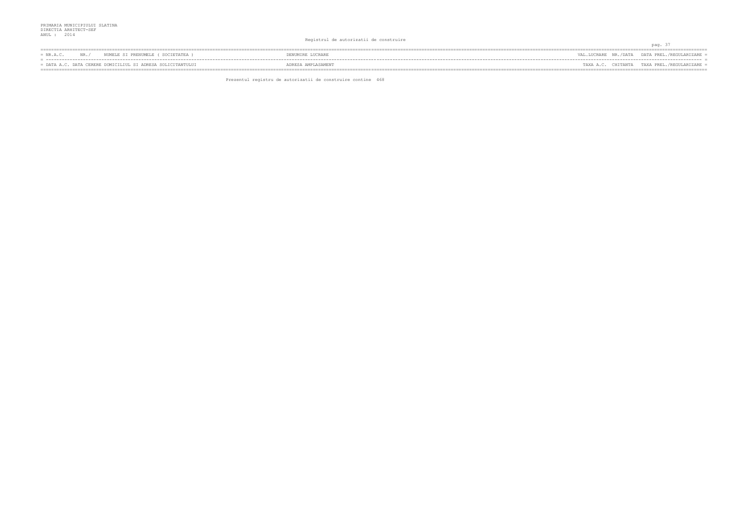PRIMARIA MUNICIPIULUI SLATINA
DIRECTIA ARHITECT-SEF
ANUL : 2014

Registrul de autorizatii de construire

| NR.A.C. / DATA A.C. | NR. / DATA CERERE | NUMELE SI PRENUMELE ( SOCIETATEA ) / DOMICILIUL SI ADRESA SOLICITANTULUI | DENUMIRE LUCRARE / ADRESA AMPLASAMENT | VAL.LUCRARE / TAXA A.C. | NR./DATA CHITANTA | DATA PREL./REGULARIZARE / TAXA PREL./REGULARIZARE |
|---|---|---|---|---|---|---|

Prezentul registru de autorizatii de construire contine 468